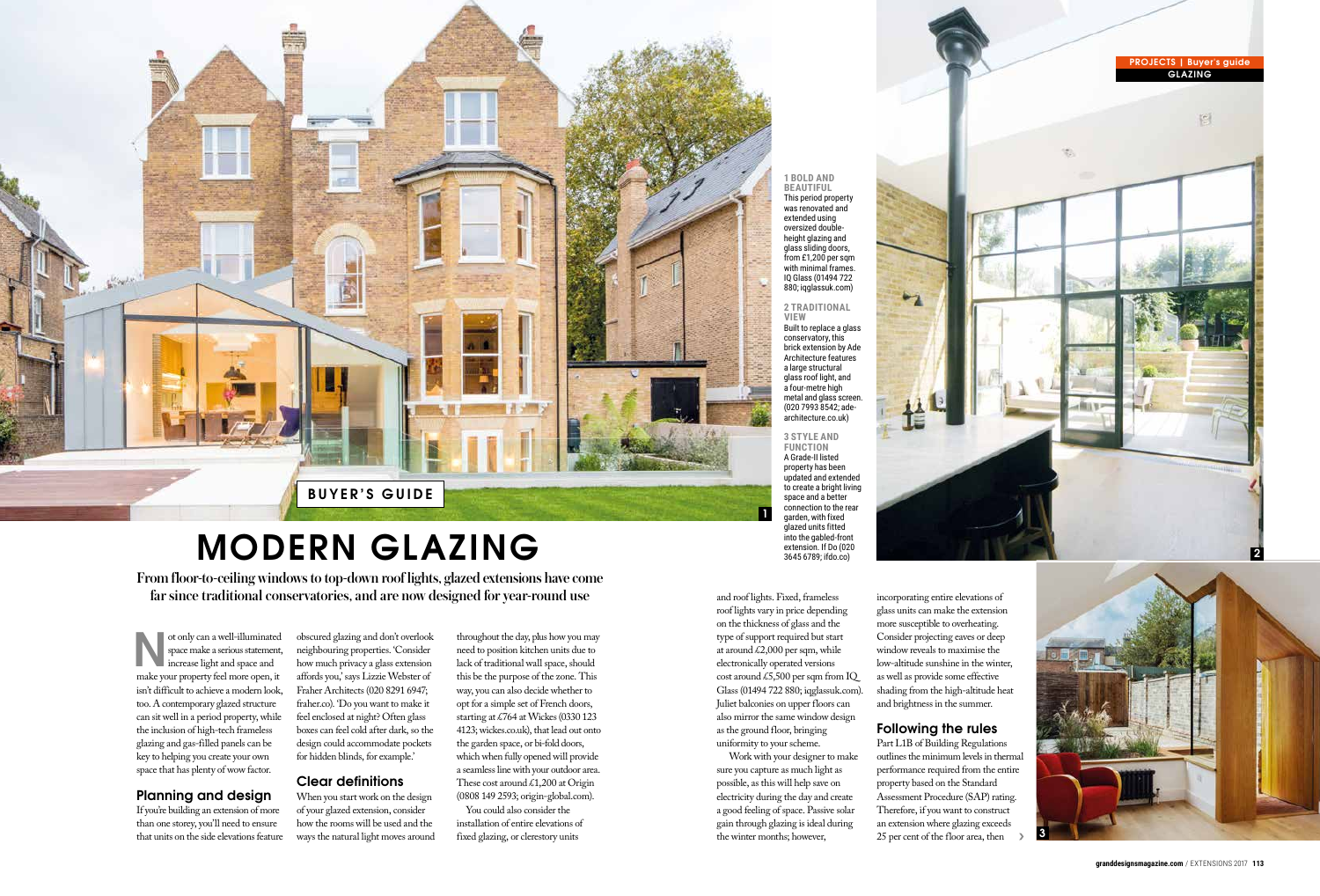BUYER'S GUIDE

# MODERN GLAZING

From floor-to-ceiling windows to top-down roof lights, glazed extensions have come far since traditional conservatories, and are now designed for year-round use

**1 BOLD AND BEAUTIFUL** This period property was renovated and extended using oversized double-height glazing and glass sliding doors, from £1,200 per sqm with minimal frames. IQ Glass (01494 722 880; iqglassuk.com)

**2 TRADITIONAL VIEW** Built to replace a glass conservatory, this brick extension by Ade Architecture features a large structural glass roof light, and a four-metre high metal and glass screen. (020 7993 8542; ade-architecture.co.uk)

**3 STYLE AND FUNCTION** A Grade-II listed property has been updated and extended to create a bright living space and a better connection to the rear garden, with fixed glazed units fitted into the gabled-front extension. If Do (020 3645 6789; ifdo.co)

Not only can a well-illuminated space make a serious statement, increase light and space and make your property feel more open, it isn't difficult to achieve a modern look, too. A contemporary glazed structure can sit well in a period property, while the inclusion of high-tech frameless glazing and gas-filled panels can be key to helping you create your own space that has plenty of wow factor.

## Planning and design

If you're building an extension of more than one storey, you'll need to ensure that units on the side elevations feature obscured glazing and don't overlook neighbouring properties. 'Consider how much privacy a glass extension affords you,' says Lizzie Webster of Fraher Architects (020 8291 6947; fraher.co). 'Do you want to make it feel enclosed at night? Often glass boxes can feel cold after dark, so the design could accommodate pockets for hidden blinds, for example.'

## Clear definitions

When you start work on the design of your glazed extension, consider how the rooms will be used and the ways the natural light moves around throughout the day, plus how you may need to position kitchen units due to lack of traditional wall space, should this be the purpose of the zone. This way, you can also decide whether to opt for a simple set of French doors, starting at £764 at Wickes (0330 123 4123; wickes.co.uk), that lead out onto the garden space, or bi-fold doors, which when fully opened will provide a seamless line with your outdoor area. These cost around £1,200 at Origin (0808 149 2593; origin-global.com).

You could also consider the installation of entire elevations of fixed glazing, or clerestory units and roof lights. Fixed, frameless roof lights vary in price depending on the thickness of glass and the type of support required but start at around £2,000 per sqm, while electronically operated versions cost around £5,500 per sqm from IQ Glass (01494 722 880; iqglassuk.com). Juliet balconies on upper floors can also mirror the same window design as the ground floor, bringing uniformity to your scheme.

Work with your designer to make sure you capture as much light as possible, as this will help save on electricity during the day and create a good feeling of space. Passive solar gain through glazing is ideal during the winter months; however, incorporating entire elevations of glass units can make the extension more susceptible to overheating. Consider projecting eaves or deep window reveals to maximise the low-altitude sunshine in the winter, as well as provide some effective shading from the high-altitude heat and brightness in the summer.

## Following the rules

Part L1B of Building Regulations outlines the minimum levels in thermal performance required from the entire property based on the Standard Assessment Procedure (SAP) rating. Therefore, if you want to construct an extension where glazing exceeds 25 per cent of the floor area, then ›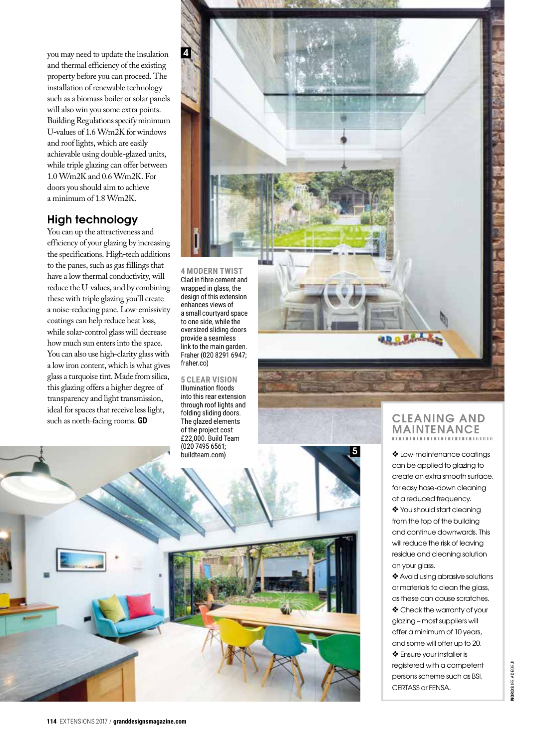you may need to update the insulation and thermal efficiency of the existing property before you can proceed. The installation of renewable technology such as a biomass boiler or solar panels will also win you some extra points. Building Regulations specify minimum U-values of 1.6 W/m2K for windows and roof lights, which are easily achievable using double-glazed units, while triple glazing can offer between 1.0 W/m2K and 0.6 W/m2K. For doors you should aim to achieve a minimum of 1.8 W/m2K.

## High technology

You can up the attractiveness and efficiency of your glazing by increasing the specifications. High-tech additions to the panes, such as gas fillings that have a low thermal conductivity, will reduce the U-values, and by combining these with triple glazing you'll create a noise-reducing pane. Low-emissivity coatings can help reduce heat loss, while solar-control glass will decrease how much sun enters into the space. You can also use high-clarity glass with a low iron content, which is what gives glass a turquoise tint. Made from silica, this glazing offers a higher degree of transparency and light transmission, ideal for spaces that receive less light, such as north-facing rooms. **GD**

**4 MODERN TWIST**
Clad in fibre cement and wrapped in glass, the design of this extension enhances views of a small courtyard space to one side, while the oversized sliding doors provide a seamless link to the main garden. Fraher (020 8291 6947; fraher.co)

**5 CLEAR VISION**
Illumination floods into this rear extension through roof lights and folding sliding doors. The glazed elements of the project cost £22,000. Build Team (020 7495 6561; buildteam.com)

## CLEANING AND MAINTENANCE

- Low-maintenance coatings can be applied to glazing to create an extra smooth surface, for easy hose-down cleaning at a reduced frequency.
- You should start cleaning from the top of the building and continue downwards. This will reduce the risk of leaving residue and cleaning solution on your glass.
- Avoid using abrasive solutions or materials to clean the glass, as these can cause scratches.
- Check the warranty of your glazing – most suppliers will offer a minimum of 10 years, and some will offer up to 20.
- Ensure your installer is registered with a competent persons scheme such as BSI, CERTASS or FENSA.

**WORDS** IFE ADEDEJI